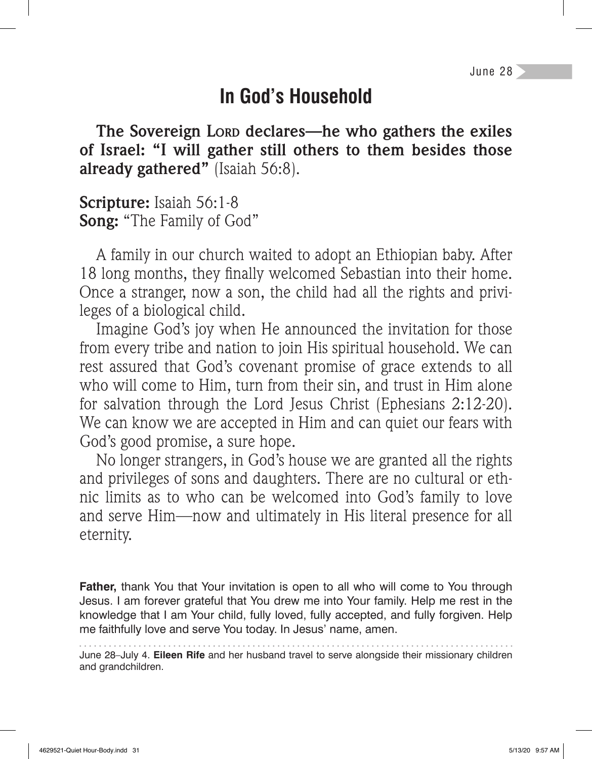June 28

# In God's Household

**The Sovereign Lord declares—he who gathers the exiles of Israel: "I will gather still others to them besides those already gathered"** (Isaiah 56:8).

**Scripture:** Isaiah 56:1-8
**Song:** "The Family of God"

A family in our church waited to adopt an Ethiopian baby. After 18 long months, they finally welcomed Sebastian into their home. Once a stranger, now a son, the child had all the rights and privileges of a biological child.

Imagine God's joy when He announced the invitation for those from every tribe and nation to join His spiritual household. We can rest assured that God's covenant promise of grace extends to all who will come to Him, turn from their sin, and trust in Him alone for salvation through the Lord Jesus Christ (Ephesians 2:12-20). We can know we are accepted in Him and can quiet our fears with God's good promise, a sure hope.

No longer strangers, in God's house we are granted all the rights and privileges of sons and daughters. There are no cultural or ethnic limits as to who can be welcomed into God's family to love and serve Him—now and ultimately in His literal presence for all eternity.

**Father,** thank You that Your invitation is open to all who will come to You through Jesus. I am forever grateful that You drew me into Your family. Help me rest in the knowledge that I am Your child, fully loved, fully accepted, and fully forgiven. Help me faithfully love and serve You today. In Jesus' name, amen.

June 28–July 4. **Eileen Rife** and her husband travel to serve alongside their missionary children and grandchildren.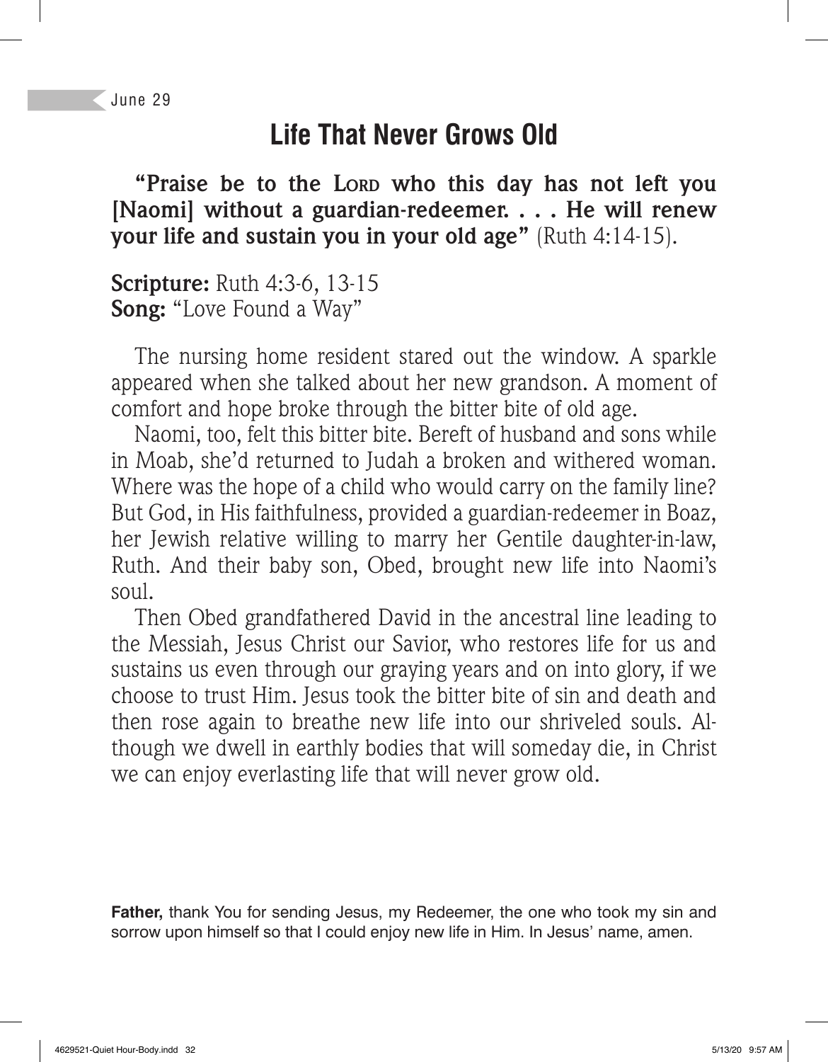June 29

# Life That Never Grows Old

**"Praise be to the Lord who this day has not left you [Naomi] without a guardian-redeemer. . . . He will renew your life and sustain you in your old age"** (Ruth 4:14-15).

**Scripture:** Ruth 4:3-6, 13-15
**Song:** "Love Found a Way"

The nursing home resident stared out the window. A sparkle appeared when she talked about her new grandson. A moment of comfort and hope broke through the bitter bite of old age.

Naomi, too, felt this bitter bite. Bereft of husband and sons while in Moab, she'd returned to Judah a broken and withered woman. Where was the hope of a child who would carry on the family line? But God, in His faithfulness, provided a guardian-redeemer in Boaz, her Jewish relative willing to marry her Gentile daughter-in-law, Ruth. And their baby son, Obed, brought new life into Naomi's soul.

Then Obed grandfathered David in the ancestral line leading to the Messiah, Jesus Christ our Savior, who restores life for us and sustains us even through our graying years and on into glory, if we choose to trust Him. Jesus took the bitter bite of sin and death and then rose again to breathe new life into our shriveled souls. Although we dwell in earthly bodies that will someday die, in Christ we can enjoy everlasting life that will never grow old.

**Father,** thank You for sending Jesus, my Redeemer, the one who took my sin and sorrow upon himself so that I could enjoy new life in Him. In Jesus' name, amen.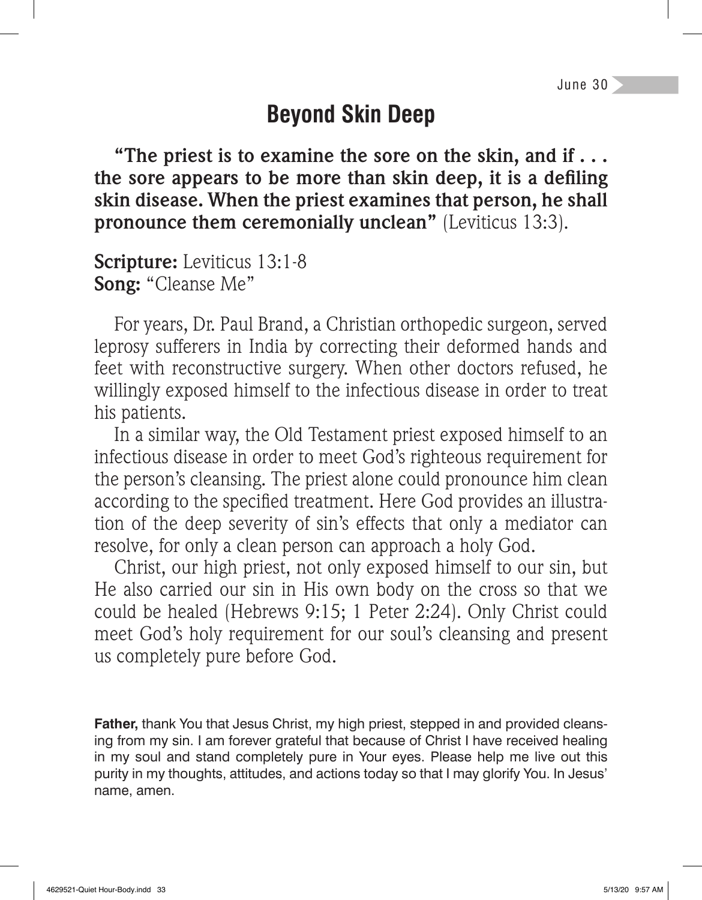June 30

# Beyond Skin Deep

**"The priest is to examine the sore on the skin, and if . . . the sore appears to be more than skin deep, it is a defiling skin disease. When the priest examines that person, he shall pronounce them ceremonially unclean"** (Leviticus 13:3).

**Scripture:** Leviticus 13:1-8
**Song:** "Cleanse Me"

For years, Dr. Paul Brand, a Christian orthopedic surgeon, served leprosy sufferers in India by correcting their deformed hands and feet with reconstructive surgery. When other doctors refused, he willingly exposed himself to the infectious disease in order to treat his patients.

In a similar way, the Old Testament priest exposed himself to an infectious disease in order to meet God's righteous requirement for the person's cleansing. The priest alone could pronounce him clean according to the specified treatment. Here God provides an illustration of the deep severity of sin's effects that only a mediator can resolve, for only a clean person can approach a holy God.

Christ, our high priest, not only exposed himself to our sin, but He also carried our sin in His own body on the cross so that we could be healed (Hebrews 9:15; 1 Peter 2:24). Only Christ could meet God's holy requirement for our soul's cleansing and present us completely pure before God.

**Father,** thank You that Jesus Christ, my high priest, stepped in and provided cleansing from my sin. I am forever grateful that because of Christ I have received healing in my soul and stand completely pure in Your eyes. Please help me live out this purity in my thoughts, attitudes, and actions today so that I may glorify You. In Jesus' name, amen.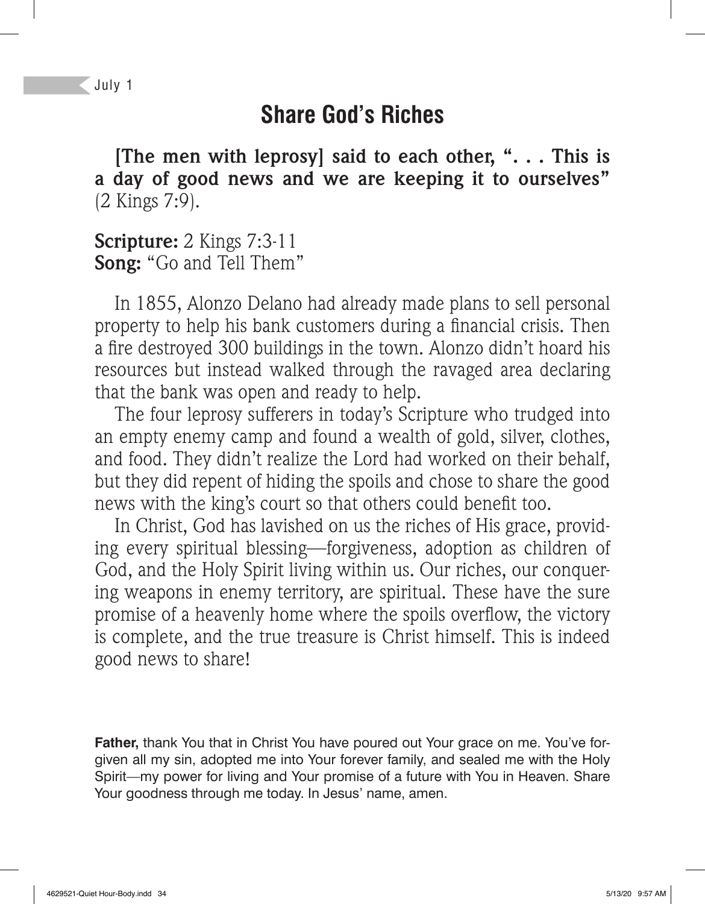July 1

# Share God's Riches

**[The men with leprosy] said to each other, ". . . This is a day of good news and we are keeping it to ourselves"** (2 Kings 7:9).

**Scripture:** 2 Kings 7:3-11
**Song:** "Go and Tell Them"

In 1855, Alonzo Delano had already made plans to sell personal property to help his bank customers during a financial crisis. Then a fire destroyed 300 buildings in the town. Alonzo didn't hoard his resources but instead walked through the ravaged area declaring that the bank was open and ready to help.

The four leprosy sufferers in today's Scripture who trudged into an empty enemy camp and found a wealth of gold, silver, clothes, and food. They didn't realize the Lord had worked on their behalf, but they did repent of hiding the spoils and chose to share the good news with the king's court so that others could benefit too.

In Christ, God has lavished on us the riches of His grace, providing every spiritual blessing—forgiveness, adoption as children of God, and the Holy Spirit living within us. Our riches, our conquering weapons in enemy territory, are spiritual. These have the sure promise of a heavenly home where the spoils overflow, the victory is complete, and the true treasure is Christ himself. This is indeed good news to share!

**Father,** thank You that in Christ You have poured out Your grace on me. You've forgiven all my sin, adopted me into Your forever family, and sealed me with the Holy Spirit—my power for living and Your promise of a future with You in Heaven. Share Your goodness through me today. In Jesus' name, amen.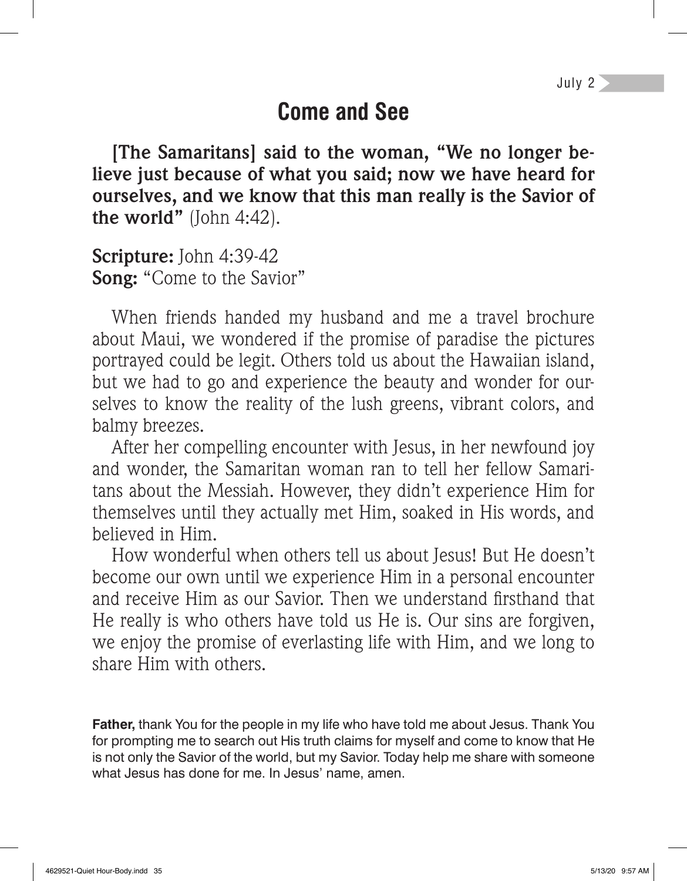July 2

# Come and See

**[The Samaritans] said to the woman, "We no longer believe just because of what you said; now we have heard for ourselves, and we know that this man really is the Savior of the world"** (John 4:42).

**Scripture:** John 4:39-42
**Song:** "Come to the Savior"

When friends handed my husband and me a travel brochure about Maui, we wondered if the promise of paradise the pictures portrayed could be legit. Others told us about the Hawaiian island, but we had to go and experience the beauty and wonder for ourselves to know the reality of the lush greens, vibrant colors, and balmy breezes.

After her compelling encounter with Jesus, in her newfound joy and wonder, the Samaritan woman ran to tell her fellow Samaritans about the Messiah. However, they didn't experience Him for themselves until they actually met Him, soaked in His words, and believed in Him.

How wonderful when others tell us about Jesus! But He doesn't become our own until we experience Him in a personal encounter and receive Him as our Savior. Then we understand firsthand that He really is who others have told us He is. Our sins are forgiven, we enjoy the promise of everlasting life with Him, and we long to share Him with others.

**Father,** thank You for the people in my life who have told me about Jesus. Thank You for prompting me to search out His truth claims for myself and come to know that He is not only the Savior of the world, but my Savior. Today help me share with someone what Jesus has done for me. In Jesus' name, amen.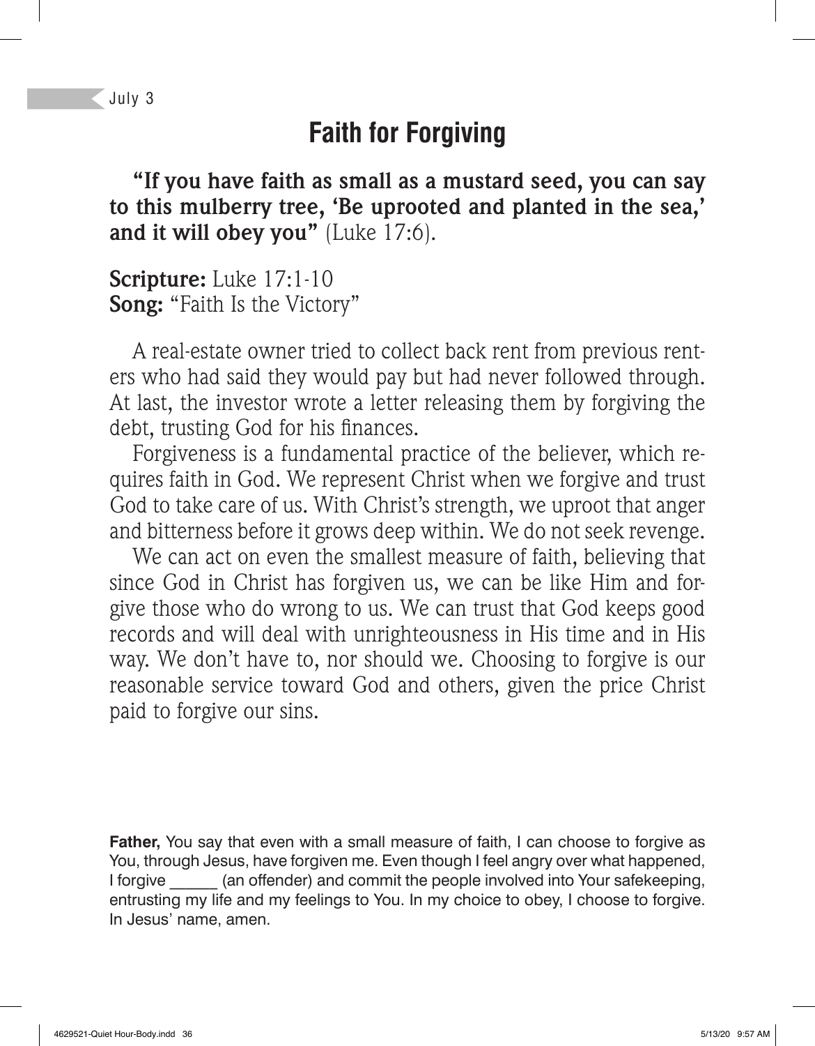July 3

# Faith for Forgiving

**"If you have faith as small as a mustard seed, you can say to this mulberry tree, 'Be uprooted and planted in the sea,' and it will obey you"** (Luke 17:6).

**Scripture:** Luke 17:1-10
**Song:** "Faith Is the Victory"

A real-estate owner tried to collect back rent from previous renters who had said they would pay but had never followed through. At last, the investor wrote a letter releasing them by forgiving the debt, trusting God for his finances.

Forgiveness is a fundamental practice of the believer, which requires faith in God. We represent Christ when we forgive and trust God to take care of us. With Christ's strength, we uproot that anger and bitterness before it grows deep within. We do not seek revenge.

We can act on even the smallest measure of faith, believing that since God in Christ has forgiven us, we can be like Him and forgive those who do wrong to us. We can trust that God keeps good records and will deal with unrighteousness in His time and in His way. We don't have to, nor should we. Choosing to forgive is our reasonable service toward God and others, given the price Christ paid to forgive our sins.

**Father,** You say that even with a small measure of faith, I can choose to forgive as You, through Jesus, have forgiven me. Even though I feel angry over what happened, I forgive ______ (an offender) and commit the people involved into Your safekeeping, entrusting my life and my feelings to You. In my choice to obey, I choose to forgive. In Jesus' name, amen.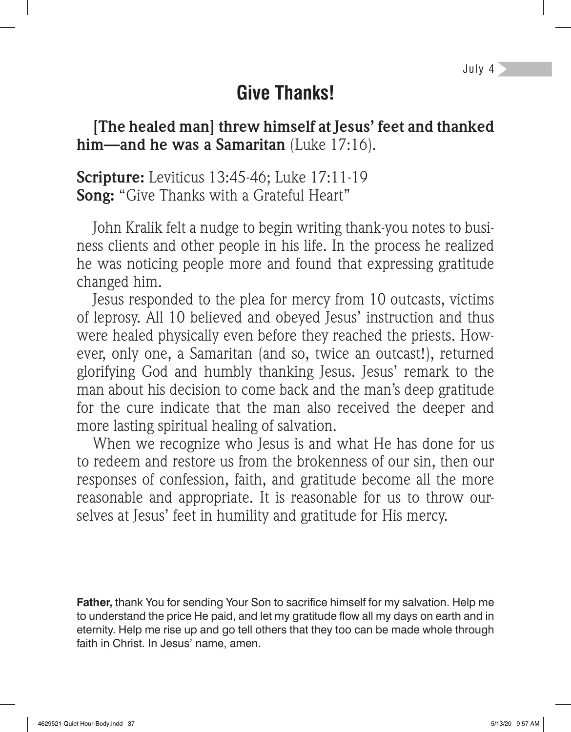July 4

# Give Thanks!

**[The healed man] threw himself at Jesus' feet and thanked him—and he was a Samaritan** (Luke 17:16).

**Scripture:** Leviticus 13:45-46; Luke 17:11-19
**Song:** "Give Thanks with a Grateful Heart"

John Kralik felt a nudge to begin writing thank-you notes to business clients and other people in his life. In the process he realized he was noticing people more and found that expressing gratitude changed him.

Jesus responded to the plea for mercy from 10 outcasts, victims of leprosy. All 10 believed and obeyed Jesus' instruction and thus were healed physically even before they reached the priests. However, only one, a Samaritan (and so, twice an outcast!), returned glorifying God and humbly thanking Jesus. Jesus' remark to the man about his decision to come back and the man's deep gratitude for the cure indicate that the man also received the deeper and more lasting spiritual healing of salvation.

When we recognize who Jesus is and what He has done for us to redeem and restore us from the brokenness of our sin, then our responses of confession, faith, and gratitude become all the more reasonable and appropriate. It is reasonable for us to throw ourselves at Jesus' feet in humility and gratitude for His mercy.

**Father,** thank You for sending Your Son to sacrifice himself for my salvation. Help me to understand the price He paid, and let my gratitude flow all my days on earth and in eternity. Help me rise up and go tell others that they too can be made whole through faith in Christ. In Jesus' name, amen.